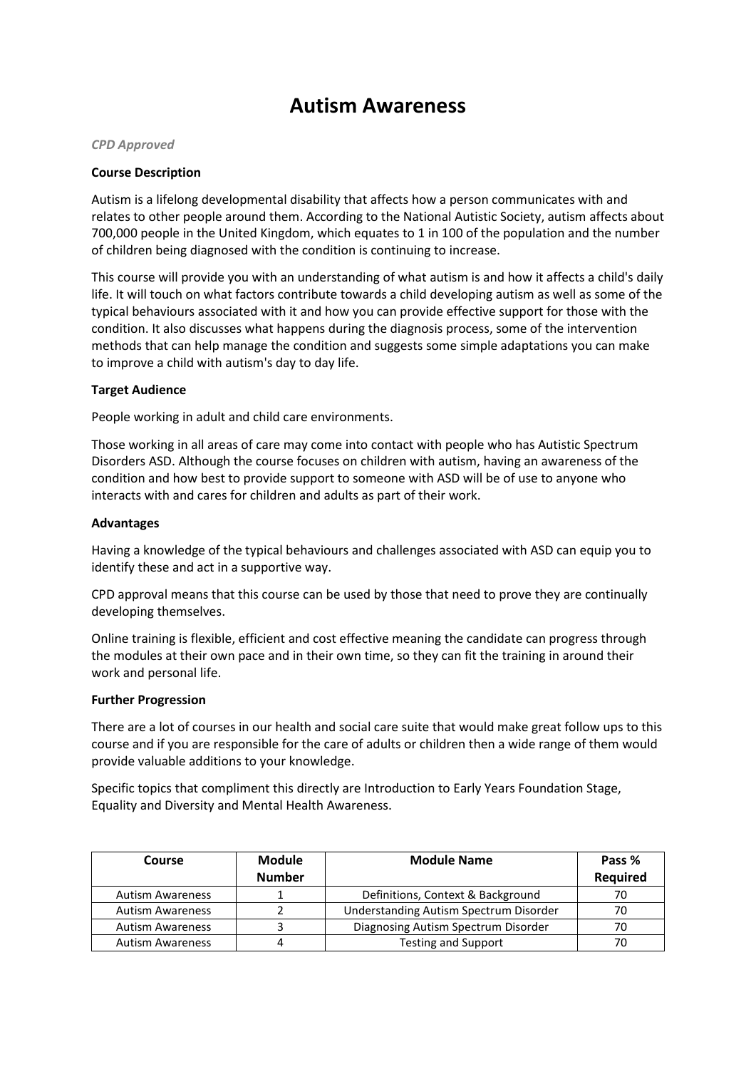# Autism Awareness

*CPD Approved*

**Course Description**

Autism is a lifelong developmental disability that affects how a person communicates with and relates to other people around them. According to the National Autistic Society, autism affects about 700,000 people in the United Kingdom, which equates to 1 in 100 of the population and the number of children being diagnosed with the condition is continuing to increase.

This course will provide you with an understanding of what autism is and how it affects a child's daily life. It will touch on what factors contribute towards a child developing autism as well as some of the typical behaviours associated with it and how you can provide effective support for those with the condition. It also discusses what happens during the diagnosis process, some of the intervention methods that can help manage the condition and suggests some simple adaptations you can make to improve a child with autism's day to day life.

**Target Audience**

People working in adult and child care environments.

Those working in all areas of care may come into contact with people who has Autistic Spectrum Disorders ASD. Although the course focuses on children with autism, having an awareness of the condition and how best to provide support to someone with ASD will be of use to anyone who interacts with and cares for children and adults as part of their work.

**Advantages**

Having a knowledge of the typical behaviours and challenges associated with ASD can equip you to identify these and act in a supportive way.

CPD approval means that this course can be used by those that need to prove they are continually developing themselves.

Online training is flexible, efficient and cost effective meaning the candidate can progress through the modules at their own pace and in their own time, so they can fit the training in around their work and personal life.

**Further Progression**

There are a lot of courses in our health and social care suite that would make great follow ups to this course and if you are responsible for the care of adults or children then a wide range of them would provide valuable additions to your knowledge.

Specific topics that compliment this directly are Introduction to Early Years Foundation Stage, Equality and Diversity and Mental Health Awareness.

| Course | Module Number | Module Name | Pass % Required |
|---|---|---|---|
| Autism Awareness | 1 | Definitions, Context & Background | 70 |
| Autism Awareness | 2 | Understanding Autism Spectrum Disorder | 70 |
| Autism Awareness | 3 | Diagnosing Autism Spectrum Disorder | 70 |
| Autism Awareness | 4 | Testing and Support | 70 |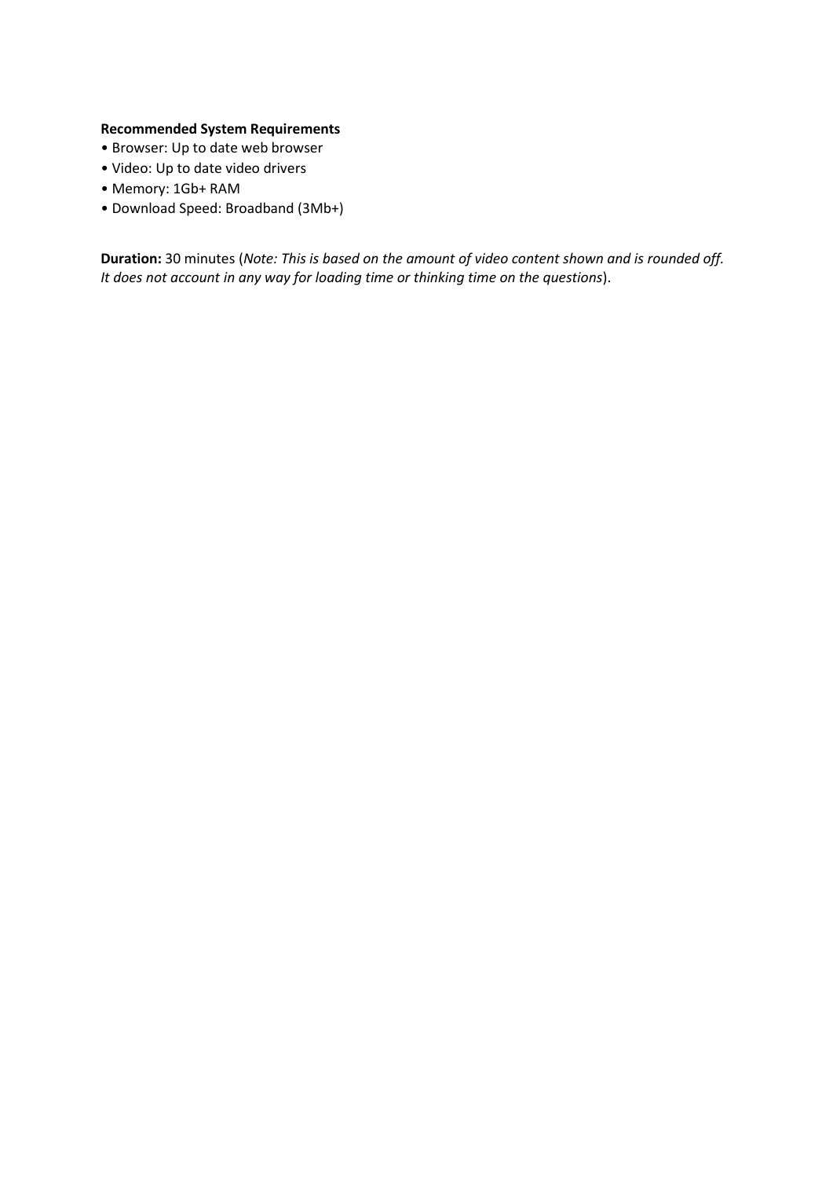**Recommended System Requirements**

- Browser: Up to date web browser
- Video: Up to date video drivers
- Memory: 1Gb+ RAM
- Download Speed: Broadband (3Mb+)

**Duration:** 30 minutes (*Note: This is based on the amount of video content shown and is rounded off. It does not account in any way for loading time or thinking time on the questions*).